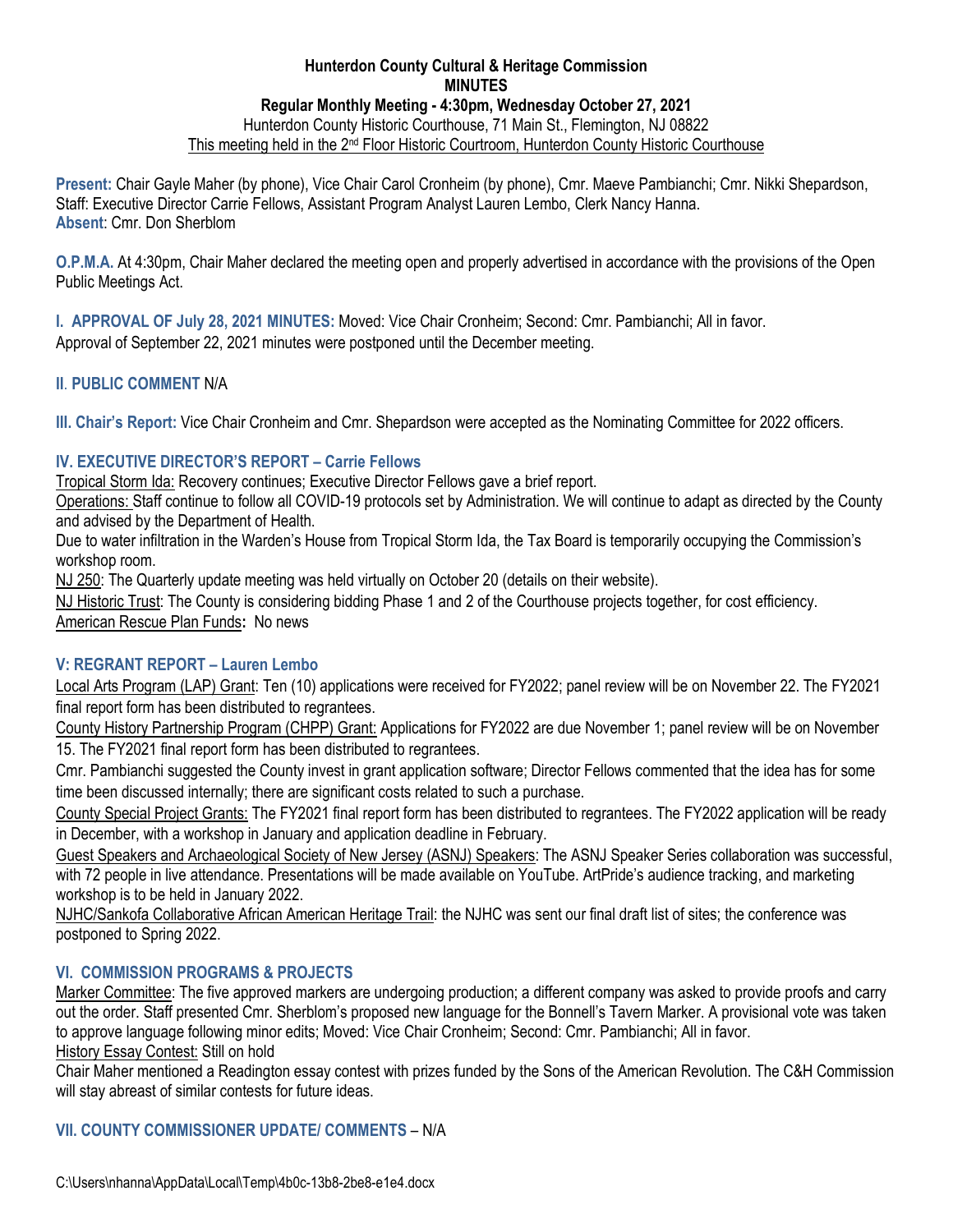**Hunterdon County Cultural & Heritage Commission**
**MINUTES**
**Regular Monthly Meeting - 4:30pm, Wednesday October 27, 2021**
Hunterdon County Historic Courthouse, 71 Main St., Flemington, NJ 08822
This meeting held in the 2nd Floor Historic Courtroom, Hunterdon County Historic Courthouse

**Present:** Chair Gayle Maher (by phone), Vice Chair Carol Cronheim (by phone), Cmr. Maeve Pambianchi; Cmr. Nikki Shepardson, Staff: Executive Director Carrie Fellows, Assistant Program Analyst Lauren Lembo, Clerk Nancy Hanna.
**Absent**: Cmr. Don Sherblom

**O.P.M.A.** At 4:30pm, Chair Maher declared the meeting open and properly advertised in accordance with the provisions of the Open Public Meetings Act.

**I. APPROVAL OF July 28, 2021 MINUTES:** Moved: Vice Chair Cronheim; Second: Cmr. Pambianchi; All in favor.
Approval of September 22, 2021 minutes were postponed until the December meeting.

**II. PUBLIC COMMENT** N/A

**III. Chair's Report:** Vice Chair Cronheim and Cmr. Shepardson were accepted as the Nominating Committee for 2022 officers.

## IV. EXECUTIVE DIRECTOR'S REPORT – Carrie Fellows

Tropical Storm Ida: Recovery continues; Executive Director Fellows gave a brief report.
Operations: Staff continue to follow all COVID-19 protocols set by Administration. We will continue to adapt as directed by the County and advised by the Department of Health.
Due to water infiltration in the Warden's House from Tropical Storm Ida, the Tax Board is temporarily occupying the Commission's workshop room.
NJ 250: The Quarterly update meeting was held virtually on October 20 (details on their website).
NJ Historic Trust: The County is considering bidding Phase 1 and 2 of the Courthouse projects together, for cost efficiency.
American Rescue Plan Funds**:** No news

## V: REGRANT REPORT – Lauren Lembo

Local Arts Program (LAP) Grant: Ten (10) applications were received for FY2022; panel review will be on November 22. The FY2021 final report form has been distributed to regrantees.
County History Partnership Program (CHPP) Grant: Applications for FY2022 are due November 1; panel review will be on November 15. The FY2021 final report form has been distributed to regrantees.
Cmr. Pambianchi suggested the County invest in grant application software; Director Fellows commented that the idea has for some time been discussed internally; there are significant costs related to such a purchase.
County Special Project Grants: The FY2021 final report form has been distributed to regrantees. The FY2022 application will be ready in December, with a workshop in January and application deadline in February.
Guest Speakers and Archaeological Society of New Jersey (ASNJ) Speakers: The ASNJ Speaker Series collaboration was successful, with 72 people in live attendance. Presentations will be made available on YouTube. ArtPride's audience tracking, and marketing workshop is to be held in January 2022.
NJHC/Sankofa Collaborative African American Heritage Trail: the NJHC was sent our final draft list of sites; the conference was postponed to Spring 2022.

## VI. COMMISSION PROGRAMS & PROJECTS

Marker Committee: The five approved markers are undergoing production; a different company was asked to provide proofs and carry out the order. Staff presented Cmr. Sherblom's proposed new language for the Bonnell's Tavern Marker. A provisional vote was taken to approve language following minor edits; Moved: Vice Chair Cronheim; Second: Cmr. Pambianchi; All in favor.
History Essay Contest: Still on hold
Chair Maher mentioned a Readington essay contest with prizes funded by the Sons of the American Revolution. The C&H Commission will stay abreast of similar contests for future ideas.

## VII. COUNTY COMMISSIONER UPDATE/ COMMENTS – N/A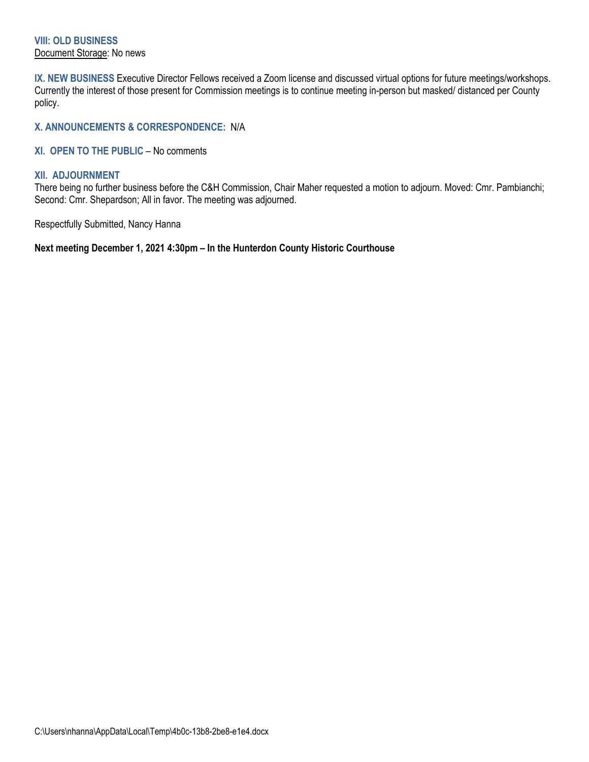**VIII: OLD BUSINESS**
Document Storage: No news

**IX. NEW BUSINESS** Executive Director Fellows received a Zoom license and discussed virtual options for future meetings/workshops. Currently the interest of those present for Commission meetings is to continue meeting in-person but masked/ distanced per County policy.

**X. ANNOUNCEMENTS & CORRESPONDENCE:** N/A

**XI. OPEN TO THE PUBLIC** – No comments

**XII. ADJOURNMENT**
There being no further business before the C&H Commission, Chair Maher requested a motion to adjourn. Moved: Cmr. Pambianchi; Second: Cmr. Shepardson; All in favor. The meeting was adjourned.

Respectfully Submitted, Nancy Hanna

**Next meeting December 1, 2021 4:30pm – In the Hunterdon County Historic Courthouse**

C:\Users\nhanna\AppData\Local\Temp\4b0c-13b8-2be8-e1e4.docx